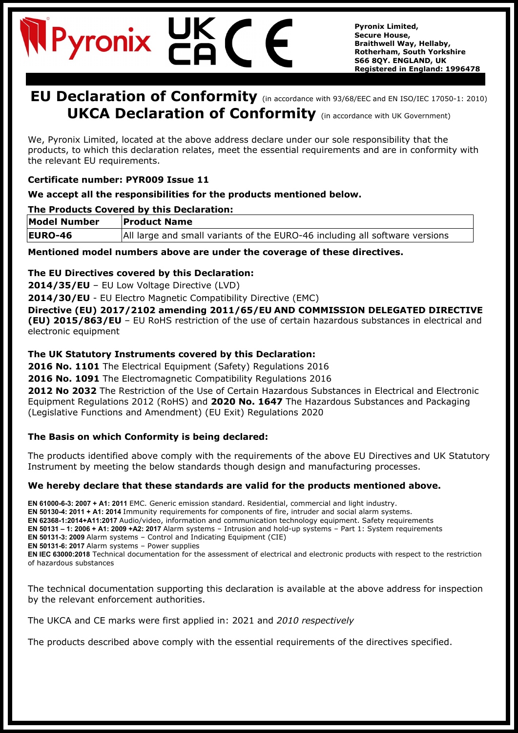**Pyronix Limited,**
**Secure House,**
**Braithwell Way, Hellaby,**
**Rotherham, South Yorkshire**
**S66 8QY. ENGLAND, UK**
**Registered in England: 1996478**

# EU Declaration of Conformity (in accordance with 93/68/EEC and EN ISO/IEC 17050-1: 2010)

# UKCA Declaration of Conformity (in accordance with UK Government)

We, Pyronix Limited, located at the above address declare under our sole responsibility that the products, to which this declaration relates, meet the essential requirements and are in conformity with the relevant EU requirements.

**Certificate number: PYR009 Issue 11**

**We accept all the responsibilities for the products mentioned below.**

**The Products Covered by this Declaration:**

| **Model Number** | **Product Name** |
|---|---|
| **EURO-46** | All large and small variants of the EURO-46 including all software versions |

**Mentioned model numbers above are under the coverage of these directives.**

**The EU Directives covered by this Declaration:**

**2014/35/EU** – EU Low Voltage Directive (LVD)

**2014/30/EU** - EU Electro Magnetic Compatibility Directive (EMC)

**Directive (EU) 2017/2102 amending 2011/65/EU AND COMMISSION DELEGATED DIRECTIVE (EU) 2015/863/EU** – EU RoHS restriction of the use of certain hazardous substances in electrical and electronic equipment

**The UK Statutory Instruments covered by this Declaration:**

**2016 No. 1101** The Electrical Equipment (Safety) Regulations 2016

**2016 No. 1091** The Electromagnetic Compatibility Regulations 2016

**2012 No 2032** The Restriction of the Use of Certain Hazardous Substances in Electrical and Electronic Equipment Regulations 2012 (RoHS) and **2020 No. 1647** The Hazardous Substances and Packaging (Legislative Functions and Amendment) (EU Exit) Regulations 2020

**The Basis on which Conformity is being declared:**

The products identified above comply with the requirements of the above EU Directives and UK Statutory Instrument by meeting the below standards though design and manufacturing processes.

**We hereby declare that these standards are valid for the products mentioned above.**

**EN 61000-6-3: 2007 + A1: 2011** EMC. Generic emission standard. Residential, commercial and light industry.
**EN 50130-4: 2011 + A1: 2014** Immunity requirements for components of fire, intruder and social alarm systems.
**EN 62368-1:2014+A11:2017** Audio/video, information and communication technology equipment. Safety requirements
**EN 50131 – 1: 2006 + A1: 2009 +A2: 2017** Alarm systems – Intrusion and hold-up systems – Part 1: System requirements
**EN 50131-3: 2009** Alarm systems – Control and Indicating Equipment (CIE)
**EN 50131-6: 2017** Alarm systems – Power supplies
**EN IEC 63000:2018** Technical documentation for the assessment of electrical and electronic products with respect to the restriction of hazardous substances

The technical documentation supporting this declaration is available at the above address for inspection by the relevant enforcement authorities.

The UKCA and CE marks were first applied in: 2021 and *2010 respectively*

The products described above comply with the essential requirements of the directives specified.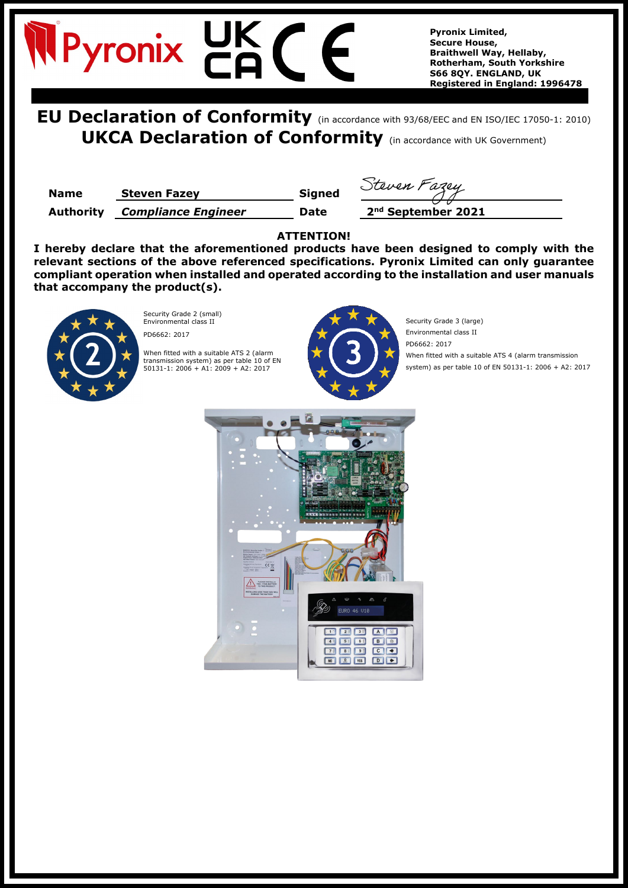Pyronix Limited,
Secure House,
Braithwell Way, Hellaby,
Rotherham, South Yorkshire
S66 8QY. ENGLAND, UK
Registered in England: 1996478

# EU Declaration of Conformity (in accordance with 93/68/EEC and EN ISO/IEC 17050-1: 2010)

# UKCA Declaration of Conformity (in accordance with UK Government)

| | | | |
|---|---|---|---|
| **Name** | **Steven Fazey** | **Signed** | Steven Fazey |
| **Authority** | ***Compliance Engineer*** | **Date** | **2nd September 2021** |

**ATTENTION!**

**I hereby declare that the aforementioned products have been designed to comply with the relevant sections of the above referenced specifications. Pyronix Limited can only guarantee compliant operation when installed and operated according to the installation and user manuals that accompany the product(s).**

Security Grade 2 (small)
Environmental class II

PD6662: 2017

When fitted with a suitable ATS 2 (alarm transmission system) as per table 10 of EN 50131-1: 2006 + A1: 2009 + A2: 2017

Security Grade 3 (large)
Environmental class II
PD6662: 2017
When fitted with a suitable ATS 4 (alarm transmission system) as per table 10 of EN 50131-1: 2006 + A2: 2017